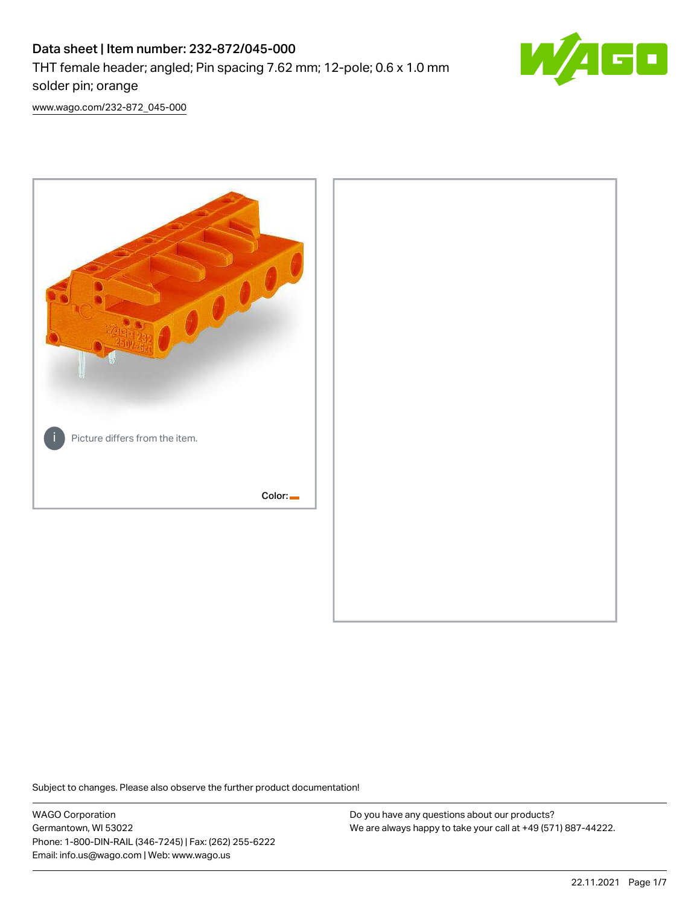# Data sheet | Item number: 232-872/045-000

THT female header; angled; Pin spacing 7.62 mm; 12-pole; 0.6 x 1.0 mm solder pin; orange

www.wago.com/232-872_045-000

Picture differs from the item.

Color:

Subject to changes. Please also observe the further product documentation!

WAGO Corporation
Germantown, WI 53022
Phone: 1-800-DIN-RAIL (346-7245) | Fax: (262) 255-6222
Email: info.us@wago.com | Web: www.wago.us

Do you have any questions about our products?
We are always happy to take your call at +49 (571) 887-44222.

22.11.2021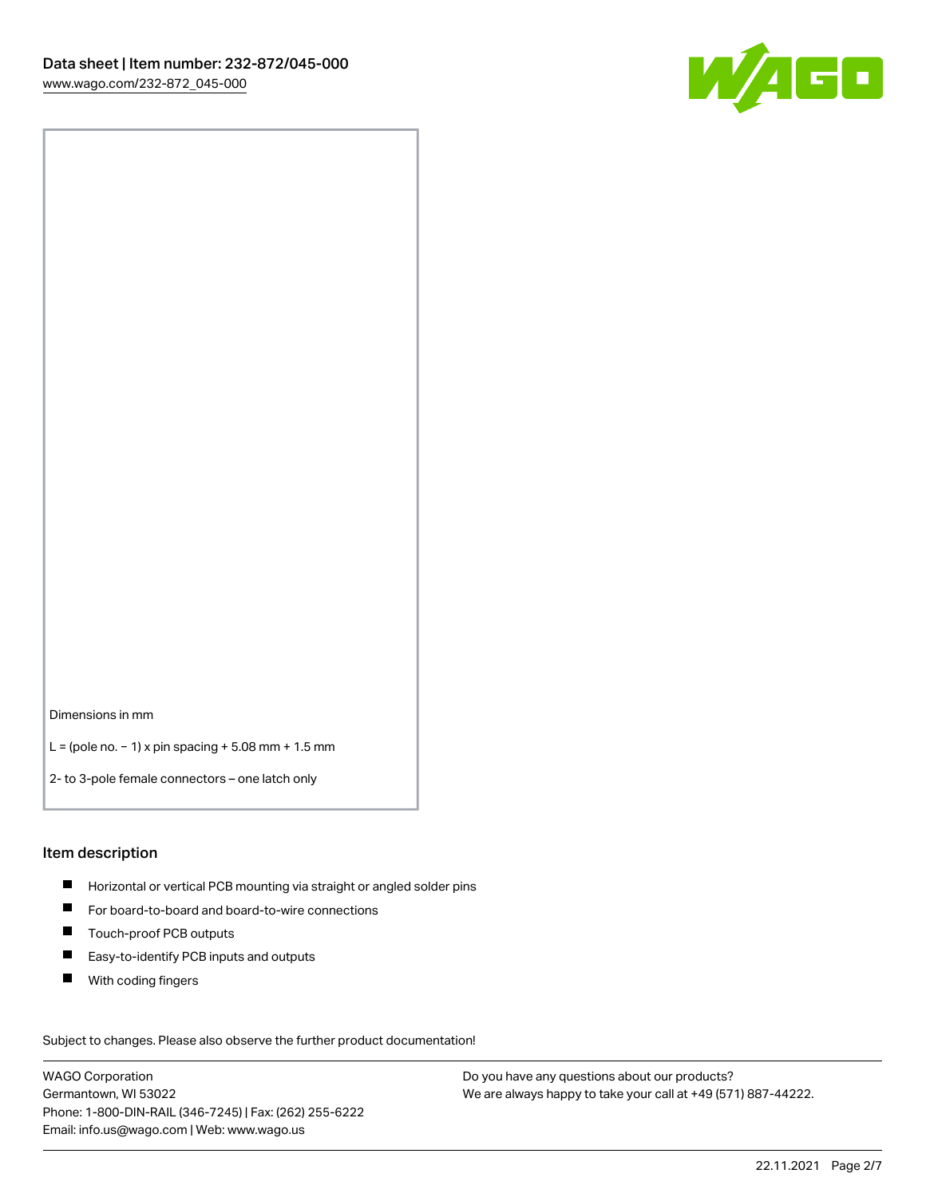Dimensions in mm

L = (pole no. − 1) x pin spacing + 5.08 mm + 1.5 mm

2- to 3-pole female connectors – one latch only

## Item description

- Horizontal or vertical PCB mounting via straight or angled solder pins
- For board-to-board and board-to-wire connections
- Touch-proof PCB outputs
- Easy-to-identify PCB inputs and outputs
- With coding fingers

Subject to changes. Please also observe the further product documentation!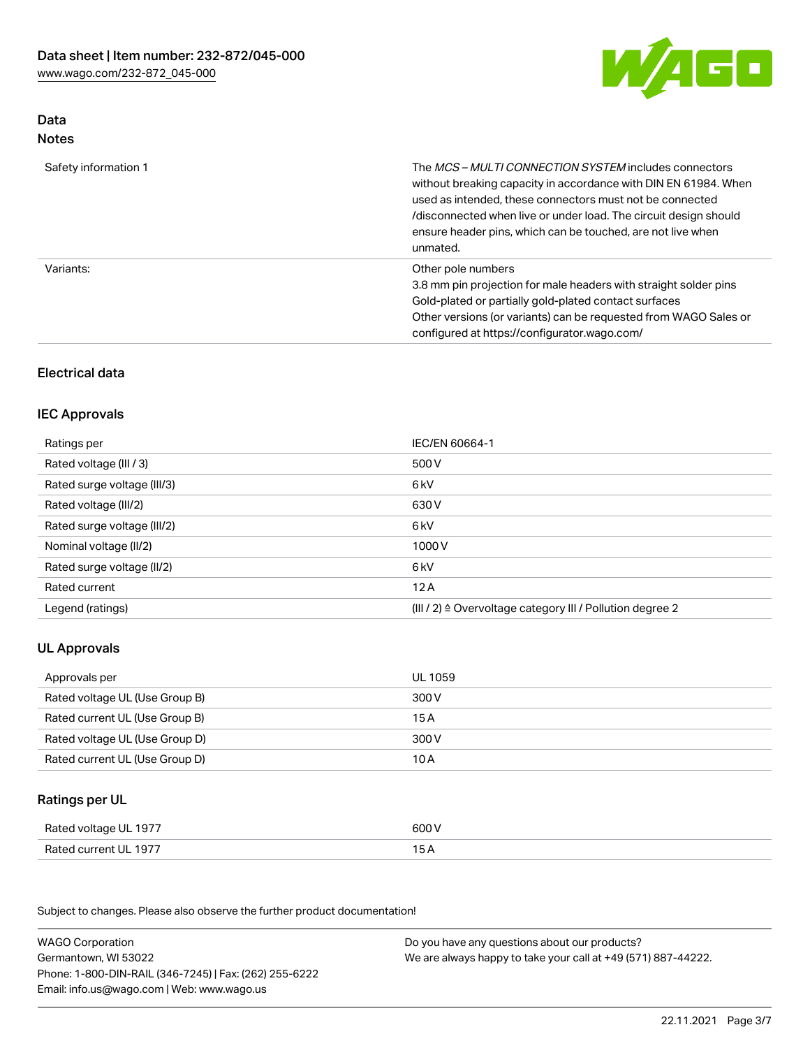## Data

### Notes

| | |
|---|---|
| Safety information 1 | The *MCS – MULTI CONNECTION SYSTEM* includes connectors without breaking capacity in accordance with DIN EN 61984. When used as intended, these connectors must not be connected /disconnected when live or under load. The circuit design should ensure header pins, which can be touched, are not live when unmated. |
| Variants: | Other pole numbers<br>3.8 mm pin projection for male headers with straight solder pins<br>Gold-plated or partially gold-plated contact surfaces<br>Other versions (or variants) can be requested from WAGO Sales or configured at https://configurator.wago.com/ |

## Electrical data

### IEC Approvals

| | |
|---|---|
| Ratings per | IEC/EN 60664-1 |
| Rated voltage (III / 3) | 500 V |
| Rated surge voltage (III/3) | 6 kV |
| Rated voltage (III/2) | 630 V |
| Rated surge voltage (III/2) | 6 kV |
| Nominal voltage (II/2) | 1000 V |
| Rated surge voltage (II/2) | 6 kV |
| Rated current | 12 A |
| Legend (ratings) | (III / 2) ≙ Overvoltage category III / Pollution degree 2 |

### UL Approvals

| | |
|---|---|
| Approvals per | UL 1059 |
| Rated voltage UL (Use Group B) | 300 V |
| Rated current UL (Use Group B) | 15 A |
| Rated voltage UL (Use Group D) | 300 V |
| Rated current UL (Use Group D) | 10 A |

### Ratings per UL

| | |
|---|---|
| Rated voltage UL 1977 | 600 V |
| Rated current UL 1977 | 15 A |

Subject to changes. Please also observe the further product documentation!

WAGO Corporation
Germantown, WI 53022
Phone: 1-800-DIN-RAIL (346-7245) | Fax: (262) 255-6222
Email: info.us@wago.com | Web: www.wago.us

Do you have any questions about our products?
We are always happy to take your call at +49 (571) 887-44222.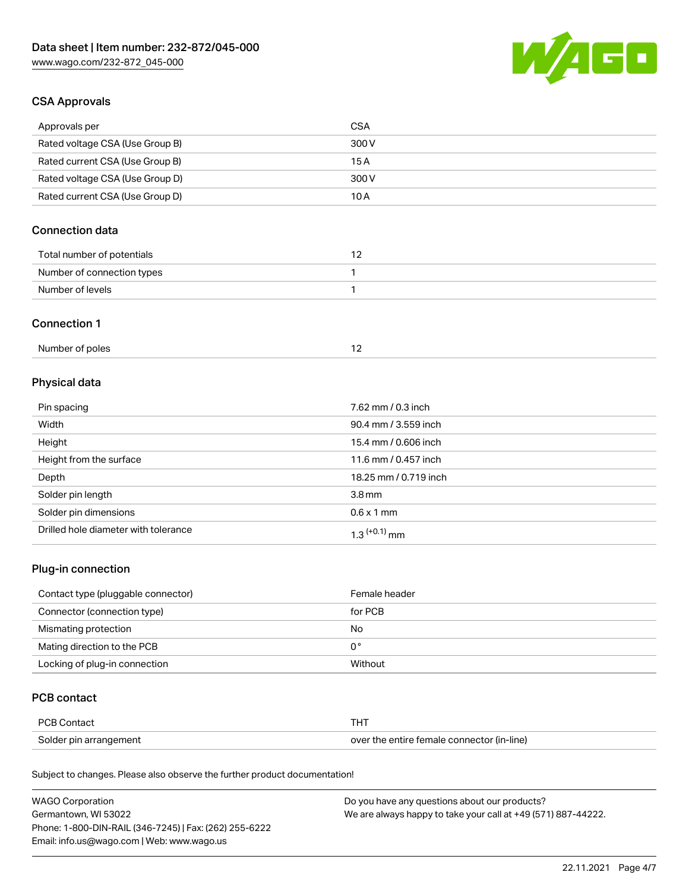## CSA Approvals

| Approvals per | CSA |
|---|---|
| Rated voltage CSA (Use Group B) | 300 V |
| Rated current CSA (Use Group B) | 15 A |
| Rated voltage CSA (Use Group D) | 300 V |
| Rated current CSA (Use Group D) | 10 A |

## Connection data

| Total number of potentials | 12 |
|---|---|
| Number of connection types | 1 |
| Number of levels | 1 |

## Connection 1

| Number of poles | 12 |
|---|---|

## Physical data

| Pin spacing | 7.62 mm / 0.3 inch |
|---|---|
| Width | 90.4 mm / 3.559 inch |
| Height | 15.4 mm / 0.606 inch |
| Height from the surface | 11.6 mm / 0.457 inch |
| Depth | 18.25 mm / 0.719 inch |
| Solder pin length | 3.8 mm |
| Solder pin dimensions | 0.6 x 1 mm |
| Drilled hole diameter with tolerance | $1.3^{(+0.1)}$ mm |

## Plug-in connection

| Contact type (pluggable connector) | Female header |
|---|---|
| Connector (connection type) | for PCB |
| Mismating protection | No |
| Mating direction to the PCB | 0 ° |
| Locking of plug-in connection | Without |

## PCB contact

| PCB Contact | THT |
|---|---|
| Solder pin arrangement | over the entire female connector (in-line) |

Subject to changes. Please also observe the further product documentation!

WAGO Corporation
Germantown, WI 53022
Phone: 1-800-DIN-RAIL (346-7245) | Fax: (262) 255-6222
Email: info.us@wago.com | Web: www.wago.us

Do you have any questions about our products?
We are always happy to take your call at +49 (571) 887-44222.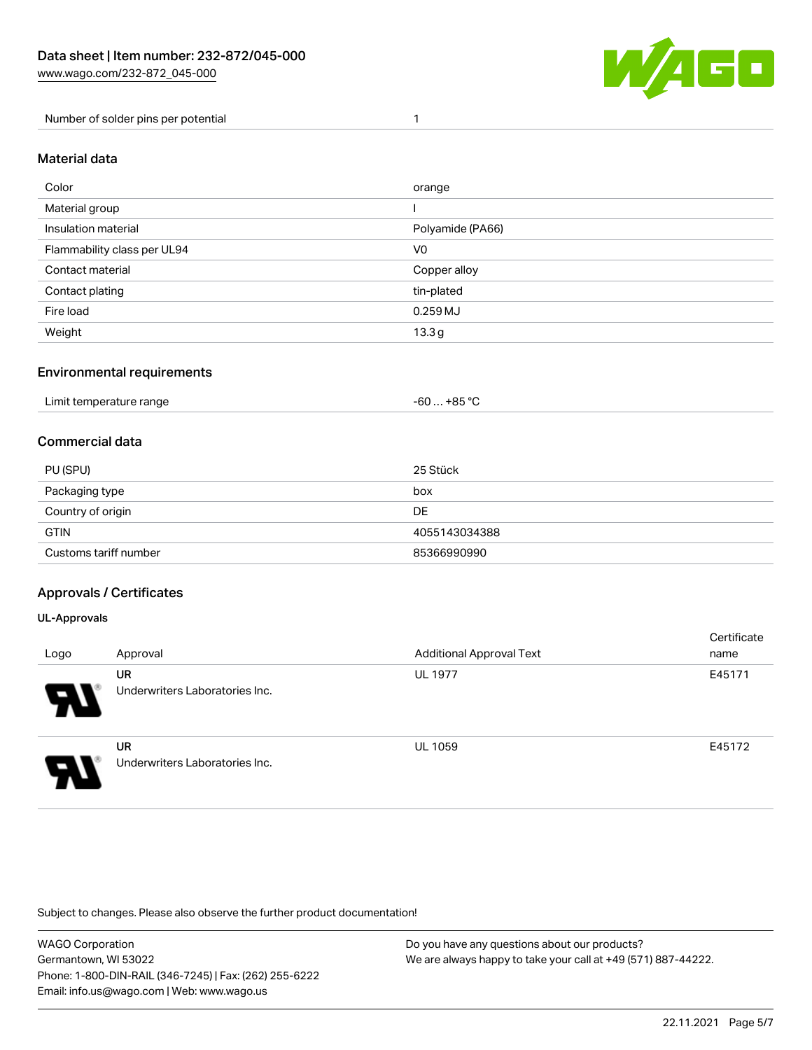| | |
|---|---|
| Number of solder pins per potential | 1 |

## Material data

| | |
|---|---|
| Color | orange |
| Material group | I |
| Insulation material | Polyamide (PA66) |
| Flammability class per UL94 | V0 |
| Contact material | Copper alloy |
| Contact plating | tin-plated |
| Fire load | 0.259 MJ |
| Weight | 13.3 g |

## Environmental requirements

| | |
|---|---|
| Limit temperature range | -60 … +85 °C |

## Commercial data

| | |
|---|---|
| PU (SPU) | 25 Stück |
| Packaging type | box |
| Country of origin | DE |
| GTIN | 4055143034388 |
| Customs tariff number | 85366990990 |

## Approvals / Certificates

### UL-Approvals

| Logo | Approval | Additional Approval Text | Certificate name |
|---|---|---|---|
| | **UR** Underwriters Laboratories Inc. | UL 1977 | E45171 |
| | **UR** Underwriters Laboratories Inc. | UL 1059 | E45172 |

Subject to changes. Please also observe the further product documentation!

WAGO Corporation
Germantown, WI 53022
Phone: 1-800-DIN-RAIL (346-7245) | Fax: (262) 255-6222
Email: info.us@wago.com | Web: www.wago.us

Do you have any questions about our products?
We are always happy to take your call at +49 (571) 887-44222.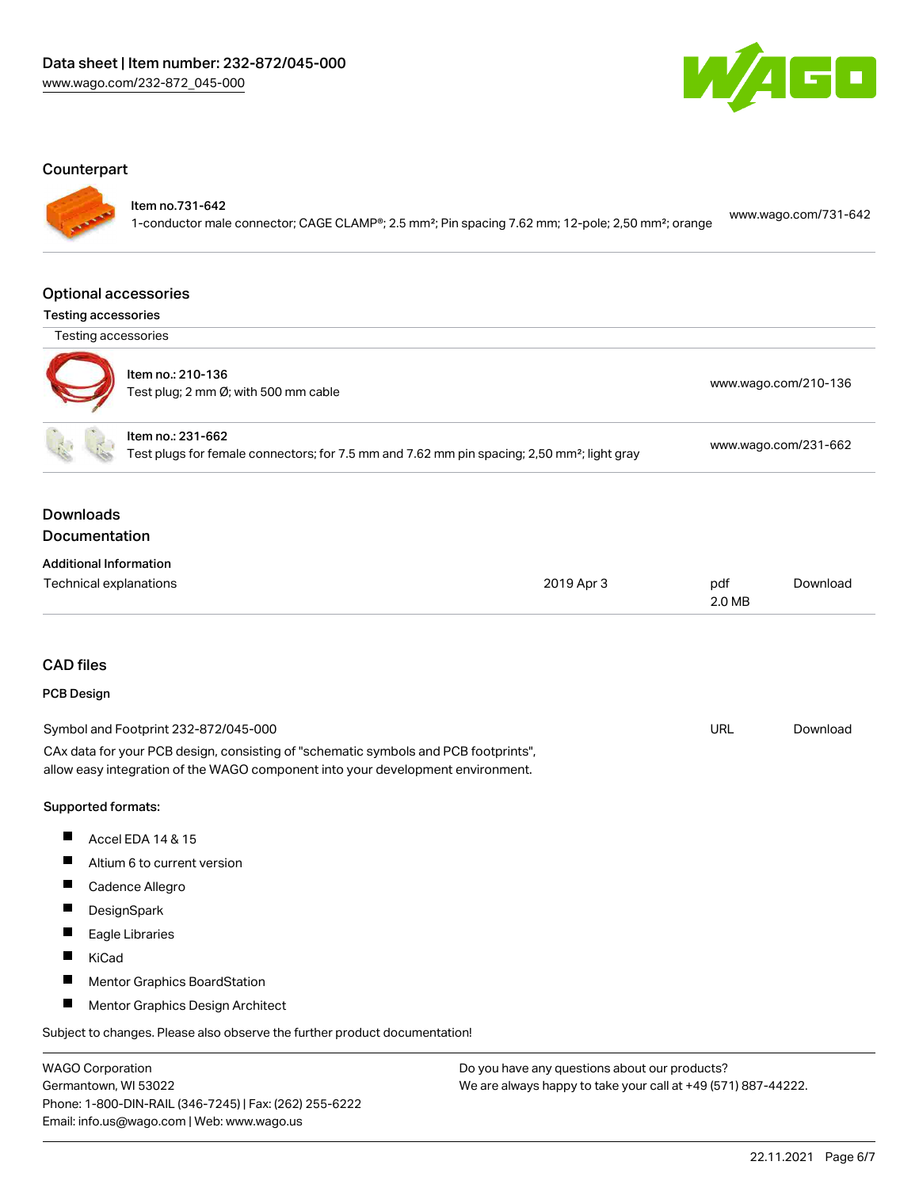## Counterpart

Item no.731-642
1-conductor male connector; CAGE CLAMP®; 2.5 mm²; Pin spacing 7.62 mm; 12-pole; 2,50 mm²; orange — www.wago.com/731-642

## Optional accessories

### Testing accessories

Testing accessories

| | |
|---|---|
| Item no.: 210-136<br>Test plug; 2 mm Ø; with 500 mm cable | www.wago.com/210-136 |
| Item no.: 231-662<br>Test plugs for female connectors; for 7.5 mm and 7.62 mm pin spacing; 2,50 mm²; light gray | www.wago.com/231-662 |

## Downloads

### Documentation

**Additional Information**

| | | | |
|---|---|---|---|
| Technical explanations | 2019 Apr 3 | pdf<br>2.0 MB | Download |

## CAD files

### PCB Design

| | | |
|---|---|---|
| Symbol and Footprint 232-872/045-000 | URL | Download |

CAx data for your PCB design, consisting of "schematic symbols and PCB footprints", allow easy integration of the WAGO component into your development environment.

**Supported formats:**

- Accel EDA 14 & 15
- Altium 6 to current version
- Cadence Allegro
- DesignSpark
- Eagle Libraries
- KiCad
- Mentor Graphics BoardStation
- Mentor Graphics Design Architect

Subject to changes. Please also observe the further product documentation!

WAGO Corporation
Germantown, WI 53022
Phone: 1-800-DIN-RAIL (346-7245) | Fax: (262) 255-6222
Email: info.us@wago.com | Web: www.wago.us

Do you have any questions about our products?
We are always happy to take your call at +49 (571) 887-44222.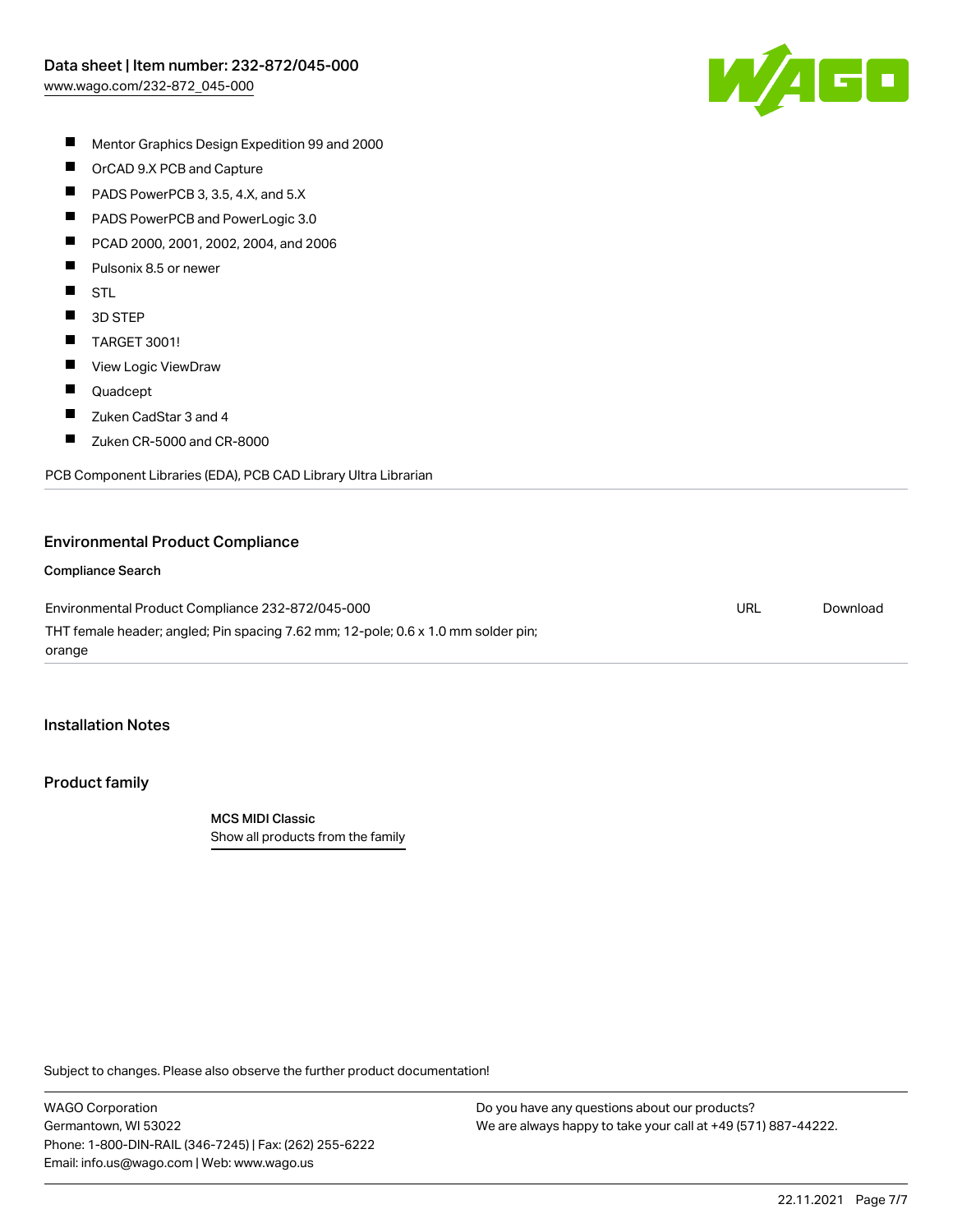- Mentor Graphics Design Expedition 99 and 2000
- OrCAD 9.X PCB and Capture
- PADS PowerPCB 3, 3.5, 4.X, and 5.X
- PADS PowerPCB and PowerLogic 3.0
- PCAD 2000, 2001, 2002, 2004, and 2006
- Pulsonix 8.5 or newer
- STL
- 3D STEP
- TARGET 3001!
- View Logic ViewDraw
- Quadcept
- Zuken CadStar 3 and 4
- Zuken CR-5000 and CR-8000

PCB Component Libraries (EDA), PCB CAD Library Ultra Librarian

## Environmental Product Compliance

### Compliance Search

| | | |
|---|---|---|
| Environmental Product Compliance 232-872/045-000<br>THT female header; angled; Pin spacing 7.62 mm; 12-pole; 0.6 x 1.0 mm solder pin; orange | URL | Download |

## Installation Notes

## Product family

MCS MIDI Classic
Show all products from the family

Subject to changes. Please also observe the further product documentation!

WAGO Corporation
Germantown, WI 53022
Phone: 1-800-DIN-RAIL (346-7245) | Fax: (262) 255-6222
Email: info.us@wago.com | Web: www.wago.us

Do you have any questions about our products?
We are always happy to take your call at +49 (571) 887-44222.